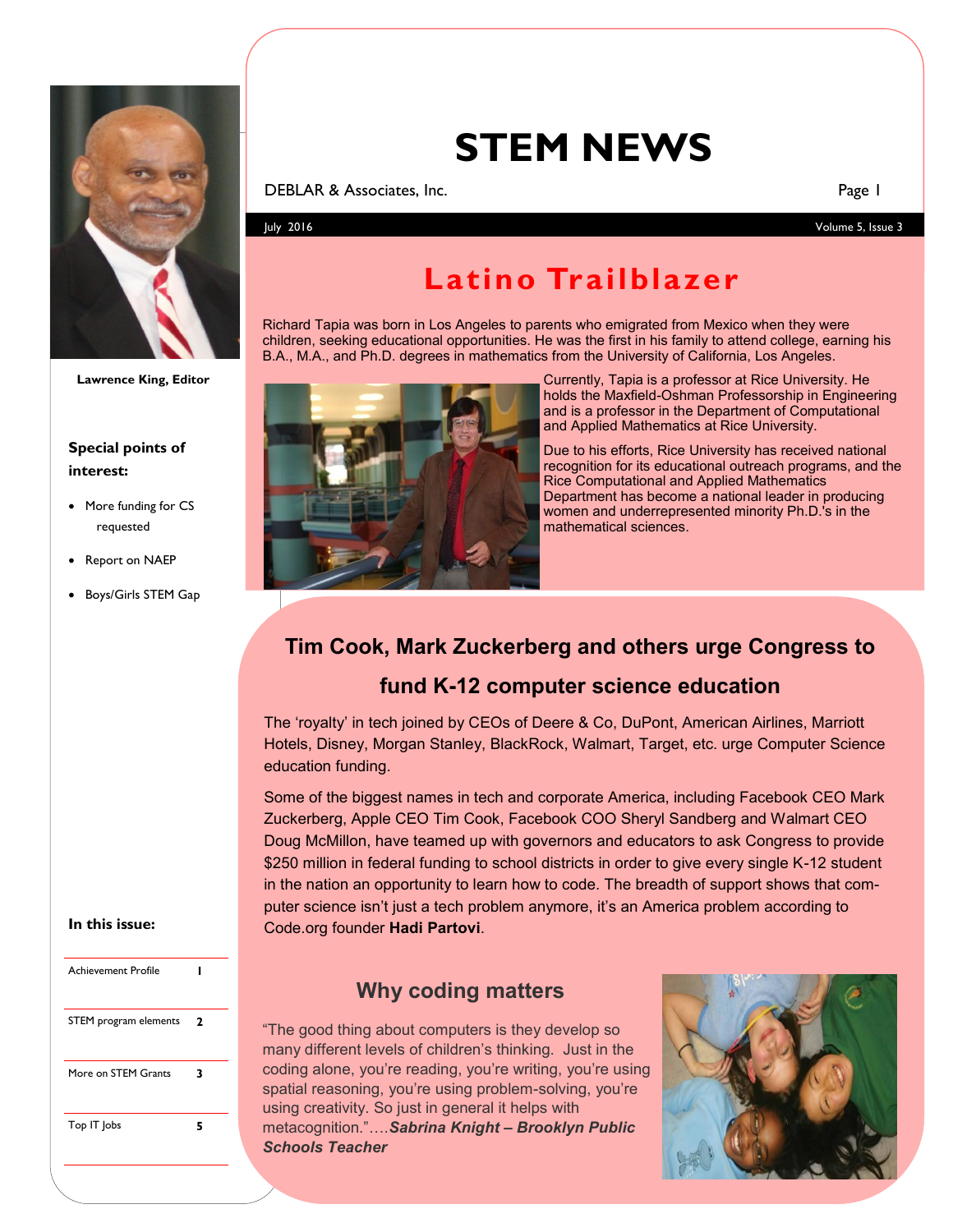# STEM NEWS

DEBLAR & Associates, Inc.

July 2016

Lawrence King, Editor

**Special points of interest:**

- More funding for CS requested
- Report on NAEP
- Boys/Girls STEM Gap

**In this issue:**

| | |
|---|---|
| Achievement Profile | 1 |
| STEM program elements | 2 |
| More on STEM Grants | 3 |
| Top IT Jobs | 5 |

## Latino Trailblazer

Richard Tapia was born in Los Angeles to parents who emigrated from Mexico when they were children, seeking educational opportunities. He was the first in his family to attend college, earning his B.A., M.A., and Ph.D. degrees in mathematics from the University of California, Los Angeles.

Currently, Tapia is a professor at Rice University. He holds the Maxfield-Oshman Professorship in Engineering and is a professor in the Department of Computational and Applied Mathematics at Rice University.

Due to his efforts, Rice University has received national recognition for its educational outreach programs, and the Rice Computational and Applied Mathematics Department has become a national leader in producing women and underrepresented minority Ph.D.'s in the mathematical sciences.

## Tim Cook, Mark Zuckerberg and others urge Congress to fund K-12 computer science education

The 'royalty' in tech joined by CEOs of Deere & Co, DuPont, American Airlines, Marriott Hotels, Disney, Morgan Stanley, BlackRock, Walmart, Target, etc. urge Computer Science education funding.

Some of the biggest names in tech and corporate America, including Facebook CEO Mark Zuckerberg, Apple CEO Tim Cook, Facebook COO Sheryl Sandberg and Walmart CEO Doug McMillon, have teamed up with governors and educators to ask Congress to provide $250 million in federal funding to school districts in order to give every single K-12 student in the nation an opportunity to learn how to code. The breadth of support shows that computer science isn't just a tech problem anymore, it's an America problem according to Code.org founder **Hadi Partovi**.

### Why coding matters

"The good thing about computers is they develop so many different levels of children's thinking. Just in the coding alone, you're reading, you're writing, you're using spatial reasoning, you're using problem-solving, you're using creativity. So just in general it helps with metacognition."….***Sabrina Knight – Brooklyn Public Schools Teacher***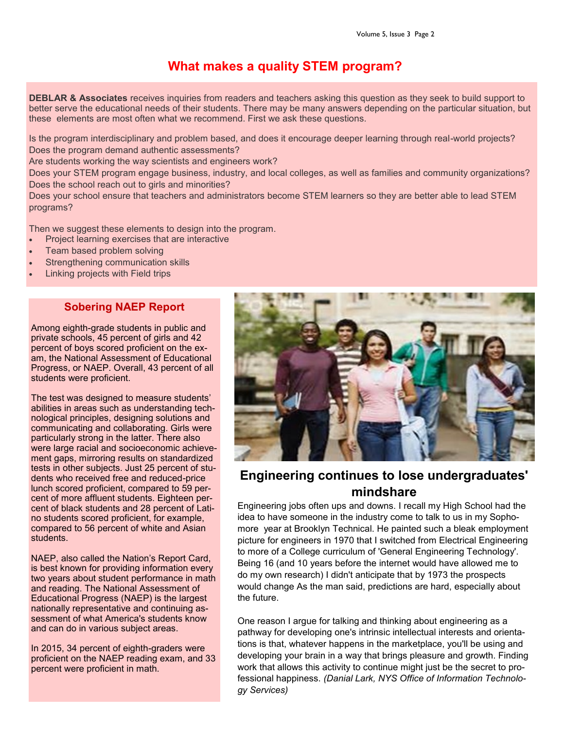# What makes a quality STEM program?

**DEBLAR & Associates** receives inquiries from readers and teachers asking this question as they seek to build support to better serve the educational needs of their students. There may be many answers depending on the particular situation, but these elements are most often what we recommend. First we ask these questions.

Is the program interdisciplinary and problem based, and does it encourage deeper learning through real-world projects?
Does the program demand authentic assessments?
Are students working the way scientists and engineers work?
Does your STEM program engage business, industry, and local colleges, as well as families and community organizations?
Does the school reach out to girls and minorities?
Does your school ensure that teachers and administrators become STEM learners so they are better able to lead STEM programs?

Then we suggest these elements to design into the program.

- Project learning exercises that are interactive
- Team based problem solving
- Strengthening communication skills
- Linking projects with Field trips

## Sobering NAEP Report

Among eighth-grade students in public and private schools, 45 percent of girls and 42 percent of boys scored proficient on the exam, the National Assessment of Educational Progress, or NAEP. Overall, 43 percent of all students were proficient.

The test was designed to measure students' abilities in areas such as understanding technological principles, designing solutions and communicating and collaborating. Girls were particularly strong in the latter. There also were large racial and socioeconomic achievement gaps, mirroring results on standardized tests in other subjects. Just 25 percent of students who received free and reduced-price lunch scored proficient, compared to 59 percent of more affluent students. Eighteen percent of black students and 28 percent of Latino students scored proficient, for example, compared to 56 percent of white and Asian students.

NAEP, also called the Nation's Report Card, is best known for providing information every two years about student performance in math and reading. The National Assessment of Educational Progress (NAEP) is the largest nationally representative and continuing assessment of what America's students know and can do in various subject areas.

In 2015, 34 percent of eighth-graders were proficient on the NAEP reading exam, and 33 percent were proficient in math.

## Engineering continues to lose undergraduates' mindshare

Engineering jobs often ups and downs. I recall my High School had the idea to have someone in the industry come to talk to us in my Sophomore year at Brooklyn Technical. He painted such a bleak employment picture for engineers in 1970 that I switched from Electrical Engineering to more of a College curriculum of 'General Engineering Technology'. Being 16 (and 10 years before the internet would have allowed me to do my own research) I didn't anticipate that by 1973 the prospects would change As the man said, predictions are hard, especially about the future.

One reason I argue for talking and thinking about engineering as a pathway for developing one's intrinsic intellectual interests and orientations is that, whatever happens in the marketplace, you'll be using and developing your brain in a way that brings pleasure and growth. Finding work that allows this activity to continue might just be the secret to professional happiness. *(Danial Lark, NYS Office of Information Technology Services)*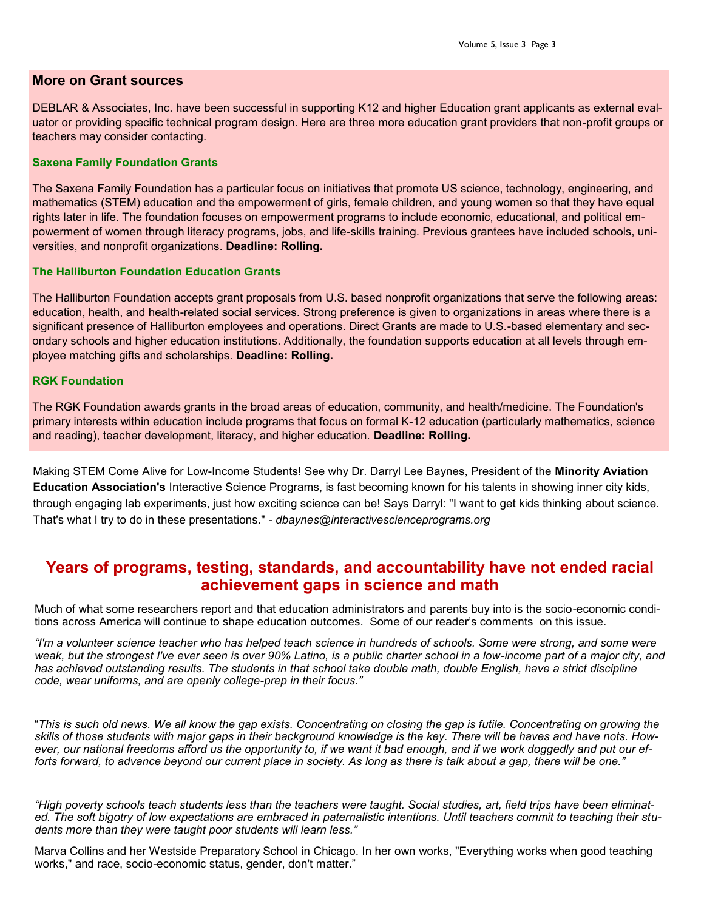## More on Grant sources

DEBLAR & Associates, Inc. have been successful in supporting K12 and higher Education grant applicants as external evaluator or providing specific technical program design. Here are three more education grant providers that non-profit groups or teachers may consider contacting.

### Saxena Family Foundation Grants

The Saxena Family Foundation has a particular focus on initiatives that promote US science, technology, engineering, and mathematics (STEM) education and the empowerment of girls, female children, and young women so that they have equal rights later in life. The foundation focuses on empowerment programs to include economic, educational, and political empowerment of women through literacy programs, jobs, and life-skills training. Previous grantees have included schools, universities, and nonprofit organizations. **Deadline: Rolling.**

### The Halliburton Foundation Education Grants

The Halliburton Foundation accepts grant proposals from U.S. based nonprofit organizations that serve the following areas: education, health, and health-related social services. Strong preference is given to organizations in areas where there is a significant presence of Halliburton employees and operations. Direct Grants are made to U.S.-based elementary and secondary schools and higher education institutions. Additionally, the foundation supports education at all levels through employee matching gifts and scholarships. **Deadline: Rolling.**

### RGK Foundation

The RGK Foundation awards grants in the broad areas of education, community, and health/medicine. The Foundation's primary interests within education include programs that focus on formal K-12 education (particularly mathematics, science and reading), teacher development, literacy, and higher education. **Deadline: Rolling.**

Making STEM Come Alive for Low-Income Students! See why Dr. Darryl Lee Baynes, President of the **Minority Aviation Education Association's** Interactive Science Programs, is fast becoming known for his talents in showing inner city kids, through engaging lab experiments, just how exciting science can be! Says Darryl: "I want to get kids thinking about science. That's what I try to do in these presentations." - *dbaynes@interactivescienceprograms.org*

## Years of programs, testing, standards, and accountability have not ended racial achievement gaps in science and math

Much of what some researchers report and that education administrators and parents buy into is the socio-economic conditions across America will continue to shape education outcomes. Some of our reader's comments on this issue.

*"I'm a volunteer science teacher who has helped teach science in hundreds of schools. Some were strong, and some were weak, but the strongest I've ever seen is over 90% Latino, is a public charter school in a low-income part of a major city, and has achieved outstanding results. The students in that school take double math, double English, have a strict discipline code, wear uniforms, and are openly college-prep in their focus."*

"*This is such old news. We all know the gap exists. Concentrating on closing the gap is futile. Concentrating on growing the skills of those students with major gaps in their background knowledge is the key. There will be haves and have nots. However, our national freedoms afford us the opportunity to, if we want it bad enough, and if we work doggedly and put our efforts forward, to advance beyond our current place in society. As long as there is talk about a gap, there will be one."*

*"High poverty schools teach students less than the teachers were taught. Social studies, art, field trips have been eliminated. The soft bigotry of low expectations are embraced in paternalistic intentions. Until teachers commit to teaching their students more than they were taught poor students will learn less."*

Marva Collins and her Westside Preparatory School in Chicago. In her own works, "Everything works when good teaching works," and race, socio-economic status, gender, don't matter."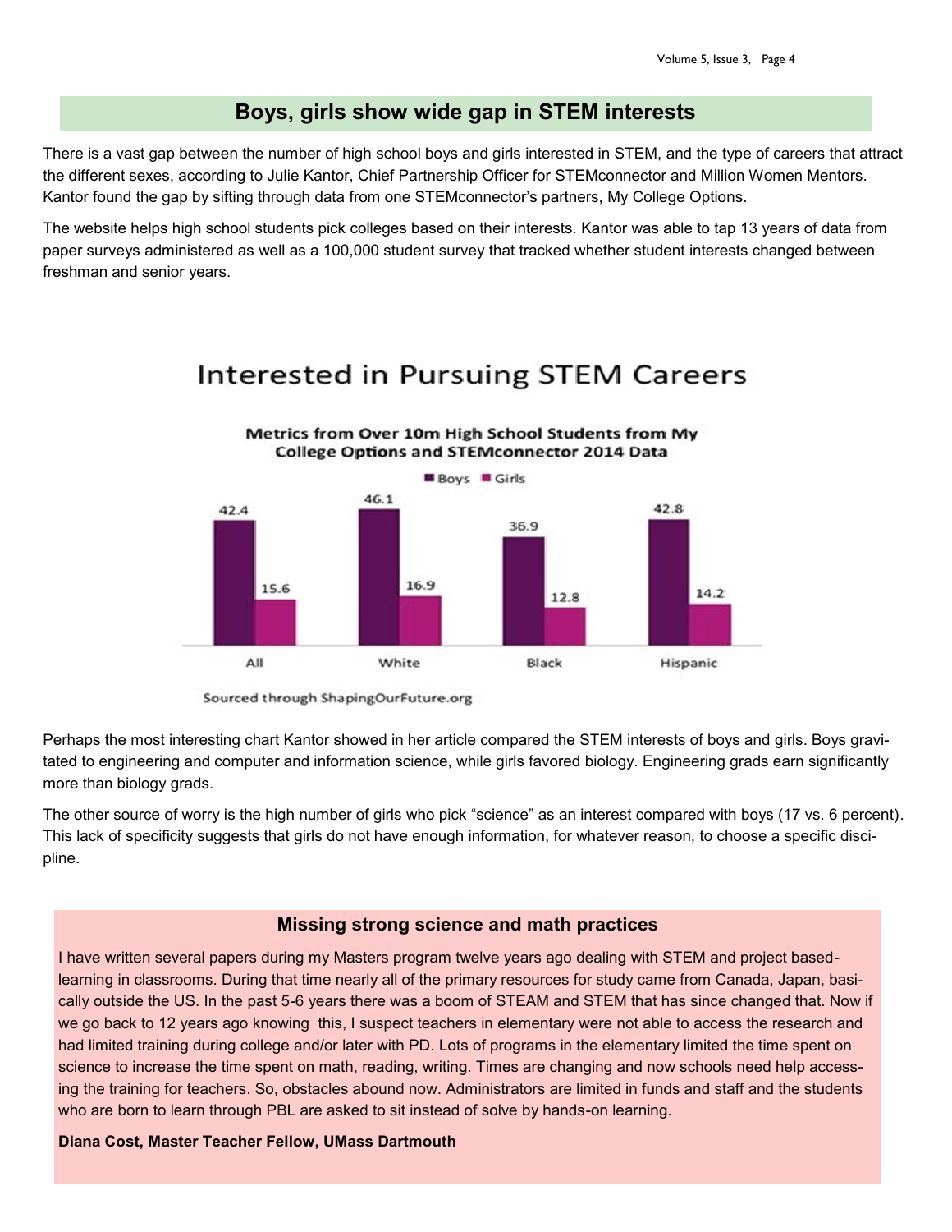## Boys, girls show wide gap in STEM interests

There is a vast gap between the number of high school boys and girls interested in STEM, and the type of careers that attract the different sexes, according to Julie Kantor, Chief Partnership Officer for STEMconnector and Million Women Mentors. Kantor found the gap by sifting through data from one STEMconnector's partners, My College Options.

The website helps high school students pick colleges based on their interests. Kantor was able to tap 13 years of data from paper surveys administered as well as a 100,000 student survey that tracked whether student interests changed between freshman and senior years.

### Interested in Pursuing STEM Careers

**Metrics from Over 10m High School Students from My College Options and STEMconnector 2014 Data**

| | Boys | Girls |
|---|---|---|
| All | 42.4 | 15.6 |
| White | 46.1 | 16.9 |
| Black | 36.9 | 12.8 |
| Hispanic | 42.8 | 14.2 |

Sourced through ShapingOurFuture.org

Perhaps the most interesting chart Kantor showed in her article compared the STEM interests of boys and girls. Boys gravitated to engineering and computer and information science, while girls favored biology. Engineering grads earn significantly more than biology grads.

The other source of worry is the high number of girls who pick "science" as an interest compared with boys (17 vs. 6 percent). This lack of specificity suggests that girls do not have enough information, for whatever reason, to choose a specific discipline.

## Missing strong science and math practices

I have written several papers during my Masters program twelve years ago dealing with STEM and project based-learning in classrooms. During that time nearly all of the primary resources for study came from Canada, Japan, basically outside the US. In the past 5-6 years there was a boom of STEAM and STEM that has since changed that. Now if we go back to 12 years ago knowing this, I suspect teachers in elementary were not able to access the research and had limited training during college and/or later with PD. Lots of programs in the elementary limited the time spent on science to increase the time spent on math, reading, writing. Times are changing and now schools need help accessing the training for teachers. So, obstacles abound now. Administrators are limited in funds and staff and the students who are born to learn through PBL are asked to sit instead of solve by hands-on learning.

**Diana Cost, Master Teacher Fellow, UMass Dartmouth**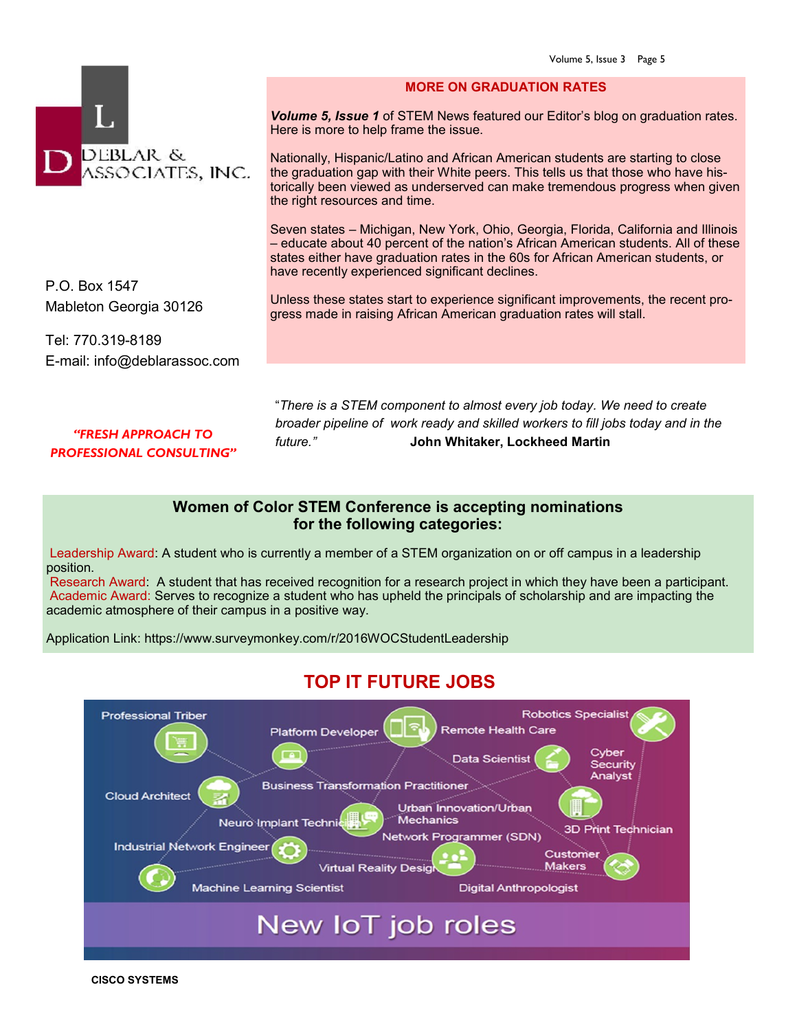**DEBLAR & ASSOCIATES, INC.**

P.O. Box 1547
Mableton Georgia 30126

Tel: 770.319-8189
E-mail: info@deblarassoc.com

## MORE ON GRADUATION RATES

***Volume 5, Issue 1*** of STEM News featured our Editor's blog on graduation rates. Here is more to help frame the issue.

Nationally, Hispanic/Latino and African American students are starting to close the graduation gap with their White peers. This tells us that those who have historically been viewed as underserved can make tremendous progress when given the right resources and time.

Seven states – Michigan, New York, Ohio, Georgia, Florida, California and Illinois – educate about 40 percent of the nation's African American students. All of these states either have graduation rates in the 60s for African American students, or have recently experienced significant declines.

Unless these states start to experience significant improvements, the recent progress made in raising African American graduation rates will stall.

***"FRESH APPROACH TO PROFESSIONAL CONSULTING"***

"*There is a STEM component to almost every job today. We need to create broader pipeline of work ready and skilled workers to fill jobs today and in the future."* **John Whitaker, Lockheed Martin**

## Women of Color STEM Conference is accepting nominations for the following categories:

Leadership Award: A student who is currently a member of a STEM organization on or off campus in a leadership position.
Research Award: A student that has received recognition for a research project in which they have been a participant.
Academic Award: Serves to recognize a student who has upheld the principals of scholarship and are impacting the academic atmosphere of their campus in a positive way.

Application Link: https://www.surveymonkey.com/r/2016WOCStudentLeadership

## TOP IT FUTURE JOBS

Professional Triber
Platform Developer
Remote Health Care
Robotics Specialist
Data Scientist
Cyber Security Analyst
Cloud Architect
Business Transformation Practitioner
Urban Innovation/Urban Mechanics
Neuro Implant Technician
3D Print Technician
Network Programmer (SDN)
Industrial Network Engineer
Customer Makers
Virtual Reality Designer
Machine Learning Scientist
Digital Anthropologist

New IoT job roles

CISCO SYSTEMS